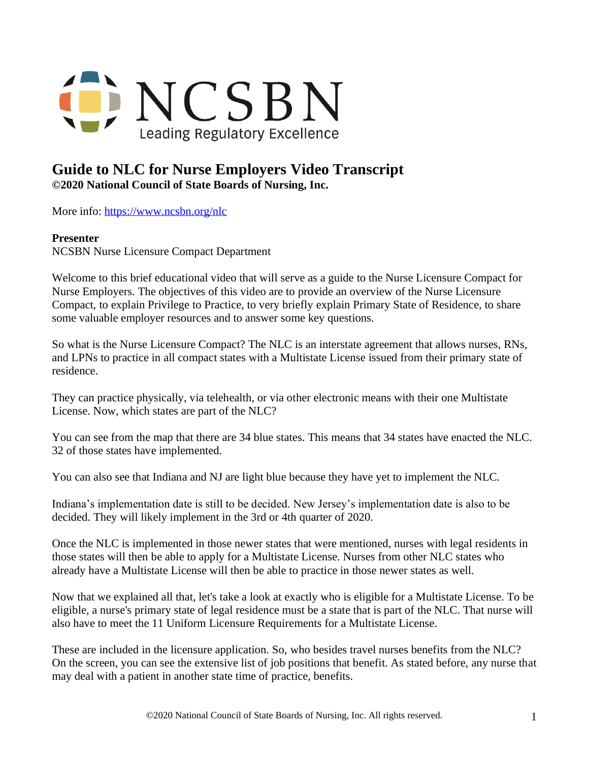NCSBN

Leading Regulatory Excellence

# Guide to NLC for Nurse Employers Video Transcript

**©2020 National Council of State Boards of Nursing, Inc.**

More info: https://www.ncsbn.org/nlc

**Presenter**

NCSBN Nurse Licensure Compact Department

Welcome to this brief educational video that will serve as a guide to the Nurse Licensure Compact for Nurse Employers. The objectives of this video are to provide an overview of the Nurse Licensure Compact, to explain Privilege to Practice, to very briefly explain Primary State of Residence, to share some valuable employer resources and to answer some key questions.

So what is the Nurse Licensure Compact? The NLC is an interstate agreement that allows nurses, RNs, and LPNs to practice in all compact states with a Multistate License issued from their primary state of residence.

They can practice physically, via telehealth, or via other electronic means with their one Multistate License. Now, which states are part of the NLC?

You can see from the map that there are 34 blue states. This means that 34 states have enacted the NLC. 32 of those states have implemented.

You can also see that Indiana and NJ are light blue because they have yet to implement the NLC.

Indiana's implementation date is still to be decided. New Jersey's implementation date is also to be decided. They will likely implement in the 3rd or 4th quarter of 2020.

Once the NLC is implemented in those newer states that were mentioned, nurses with legal residents in those states will then be able to apply for a Multistate License. Nurses from other NLC states who already have a Multistate License will then be able to practice in those newer states as well.

Now that we explained all that, let's take a look at exactly who is eligible for a Multistate License. To be eligible, a nurse's primary state of legal residence must be a state that is part of the NLC. That nurse will also have to meet the 11 Uniform Licensure Requirements for a Multistate License.

These are included in the licensure application. So, who besides travel nurses benefits from the NLC? On the screen, you can see the extensive list of job positions that benefit. As stated before, any nurse that may deal with a patient in another state time of practice, benefits.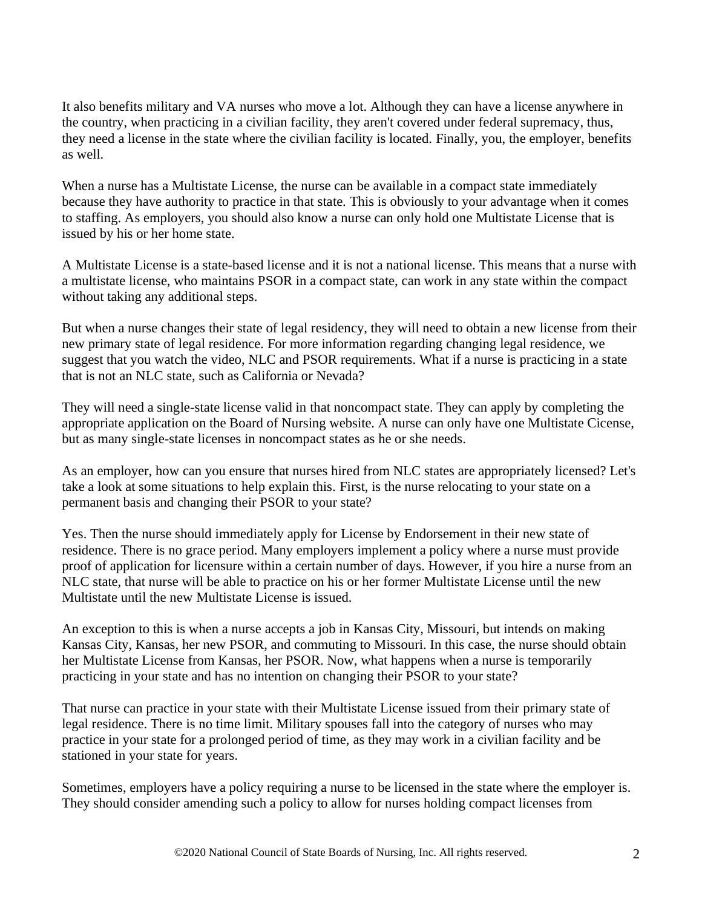It also benefits military and VA nurses who move a lot. Although they can have a license anywhere in the country, when practicing in a civilian facility, they aren't covered under federal supremacy, thus, they need a license in the state where the civilian facility is located. Finally, you, the employer, benefits as well.

When a nurse has a Multistate License, the nurse can be available in a compact state immediately because they have authority to practice in that state. This is obviously to your advantage when it comes to staffing. As employers, you should also know a nurse can only hold one Multistate License that is issued by his or her home state.

A Multistate License is a state-based license and it is not a national license. This means that a nurse with a multistate license, who maintains PSOR in a compact state, can work in any state within the compact without taking any additional steps.

But when a nurse changes their state of legal residency, they will need to obtain a new license from their new primary state of legal residence. For more information regarding changing legal residence, we suggest that you watch the video, NLC and PSOR requirements. What if a nurse is practicing in a state that is not an NLC state, such as California or Nevada?

They will need a single-state license valid in that noncompact state. They can apply by completing the appropriate application on the Board of Nursing website. A nurse can only have one Multistate Cicense, but as many single-state licenses in noncompact states as he or she needs.

As an employer, how can you ensure that nurses hired from NLC states are appropriately licensed? Let's take a look at some situations to help explain this. First, is the nurse relocating to your state on a permanent basis and changing their PSOR to your state?

Yes. Then the nurse should immediately apply for License by Endorsement in their new state of residence. There is no grace period. Many employers implement a policy where a nurse must provide proof of application for licensure within a certain number of days. However, if you hire a nurse from an NLC state, that nurse will be able to practice on his or her former Multistate License until the new Multistate until the new Multistate License is issued.

An exception to this is when a nurse accepts a job in Kansas City, Missouri, but intends on making Kansas City, Kansas, her new PSOR, and commuting to Missouri. In this case, the nurse should obtain her Multistate License from Kansas, her PSOR. Now, what happens when a nurse is temporarily practicing in your state and has no intention on changing their PSOR to your state?

That nurse can practice in your state with their Multistate License issued from their primary state of legal residence. There is no time limit. Military spouses fall into the category of nurses who may practice in your state for a prolonged period of time, as they may work in a civilian facility and be stationed in your state for years.

Sometimes, employers have a policy requiring a nurse to be licensed in the state where the employer is. They should consider amending such a policy to allow for nurses holding compact licenses from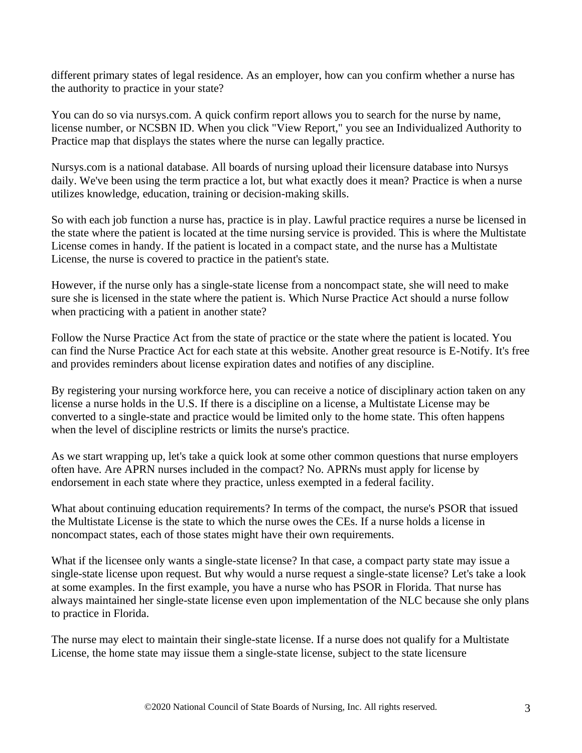different primary states of legal residence. As an employer, how can you confirm whether a nurse has the authority to practice in your state?

You can do so via nursys.com. A quick confirm report allows you to search for the nurse by name, license number, or NCSBN ID. When you click "View Report," you see an Individualized Authority to Practice map that displays the states where the nurse can legally practice.

Nursys.com is a national database. All boards of nursing upload their licensure database into Nursys daily. We've been using the term practice a lot, but what exactly does it mean? Practice is when a nurse utilizes knowledge, education, training or decision-making skills.

So with each job function a nurse has, practice is in play. Lawful practice requires a nurse be licensed in the state where the patient is located at the time nursing service is provided. This is where the Multistate License comes in handy. If the patient is located in a compact state, and the nurse has a Multistate License, the nurse is covered to practice in the patient's state.

However, if the nurse only has a single-state license from a noncompact state, she will need to make sure she is licensed in the state where the patient is. Which Nurse Practice Act should a nurse follow when practicing with a patient in another state?

Follow the Nurse Practice Act from the state of practice or the state where the patient is located. You can find the Nurse Practice Act for each state at this website. Another great resource is E-Notify. It's free and provides reminders about license expiration dates and notifies of any discipline.

By registering your nursing workforce here, you can receive a notice of disciplinary action taken on any license a nurse holds in the U.S. If there is a discipline on a license, a Multistate License may be converted to a single-state and practice would be limited only to the home state. This often happens when the level of discipline restricts or limits the nurse's practice.

As we start wrapping up, let's take a quick look at some other common questions that nurse employers often have. Are APRN nurses included in the compact? No. APRNs must apply for license by endorsement in each state where they practice, unless exempted in a federal facility.

What about continuing education requirements? In terms of the compact, the nurse's PSOR that issued the Multistate License is the state to which the nurse owes the CEs. If a nurse holds a license in noncompact states, each of those states might have their own requirements.

What if the licensee only wants a single-state license? In that case, a compact party state may issue a single-state license upon request. But why would a nurse request a single-state license? Let's take a look at some examples. In the first example, you have a nurse who has PSOR in Florida. That nurse has always maintained her single-state license even upon implementation of the NLC because she only plans to practice in Florida.

The nurse may elect to maintain their single-state license. If a nurse does not qualify for a Multistate License, the home state may iissue them a single-state license, subject to the state licensure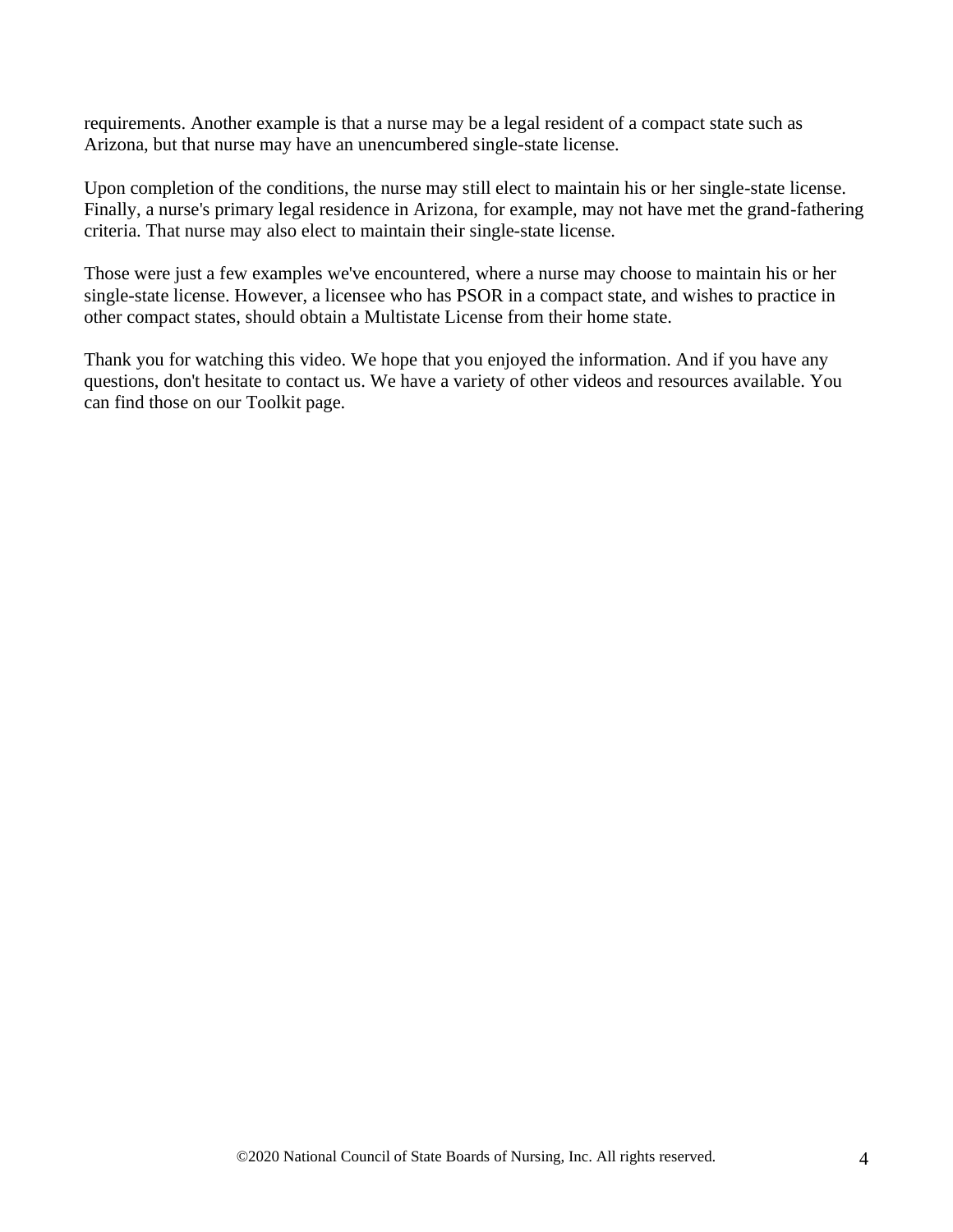requirements. Another example is that a nurse may be a legal resident of a compact state such as Arizona, but that nurse may have an unencumbered single-state license.

Upon completion of the conditions, the nurse may still elect to maintain his or her single-state license. Finally, a nurse's primary legal residence in Arizona, for example, may not have met the grand-fathering criteria. That nurse may also elect to maintain their single-state license.

Those were just a few examples we've encountered, where a nurse may choose to maintain his or her single-state license. However, a licensee who has PSOR in a compact state, and wishes to practice in other compact states, should obtain a Multistate License from their home state.

Thank you for watching this video. We hope that you enjoyed the information. And if you have any questions, don't hesitate to contact us. We have a variety of other videos and resources available. You can find those on our Toolkit page.